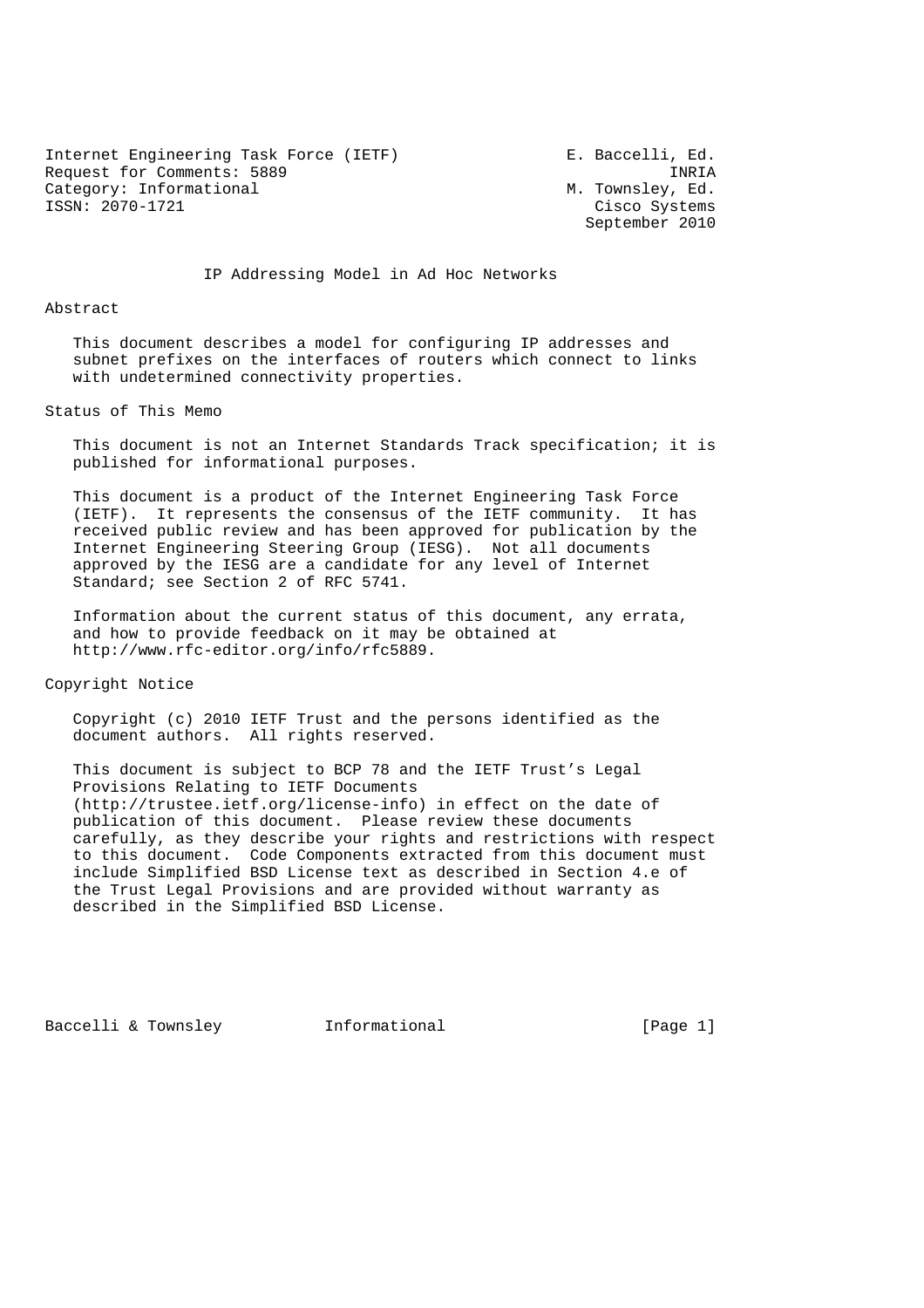Internet Engineering Task Force (IETF)  
Request for Comments: 5889  
Category: Informational  
ISSN: 2070-1721

E. Baccelli, Ed.  
INRIA  
M. Townsley, Ed.  
Cisco Systems  
September 2010

# IP Addressing Model in Ad Hoc Networks

## Abstract

This document describes a model for configuring IP addresses and subnet prefixes on the interfaces of routers which connect to links with undetermined connectivity properties.

## Status of This Memo

This document is not an Internet Standards Track specification; it is published for informational purposes.

This document is a product of the Internet Engineering Task Force (IETF). It represents the consensus of the IETF community. It has received public review and has been approved for publication by the Internet Engineering Steering Group (IESG). Not all documents approved by the IESG are a candidate for any level of Internet Standard; see Section 2 of RFC 5741.

Information about the current status of this document, any errata, and how to provide feedback on it may be obtained at http://www.rfc-editor.org/info/rfc5889.

## Copyright Notice

Copyright (c) 2010 IETF Trust and the persons identified as the document authors. All rights reserved.

This document is subject to BCP 78 and the IETF Trust's Legal Provisions Relating to IETF Documents (http://trustee.ietf.org/license-info) in effect on the date of publication of this document. Please review these documents carefully, as they describe your rights and restrictions with respect to this document. Code Components extracted from this document must include Simplified BSD License text as described in Section 4.e of the Trust Legal Provisions and are provided without warranty as described in the Simplified BSD License.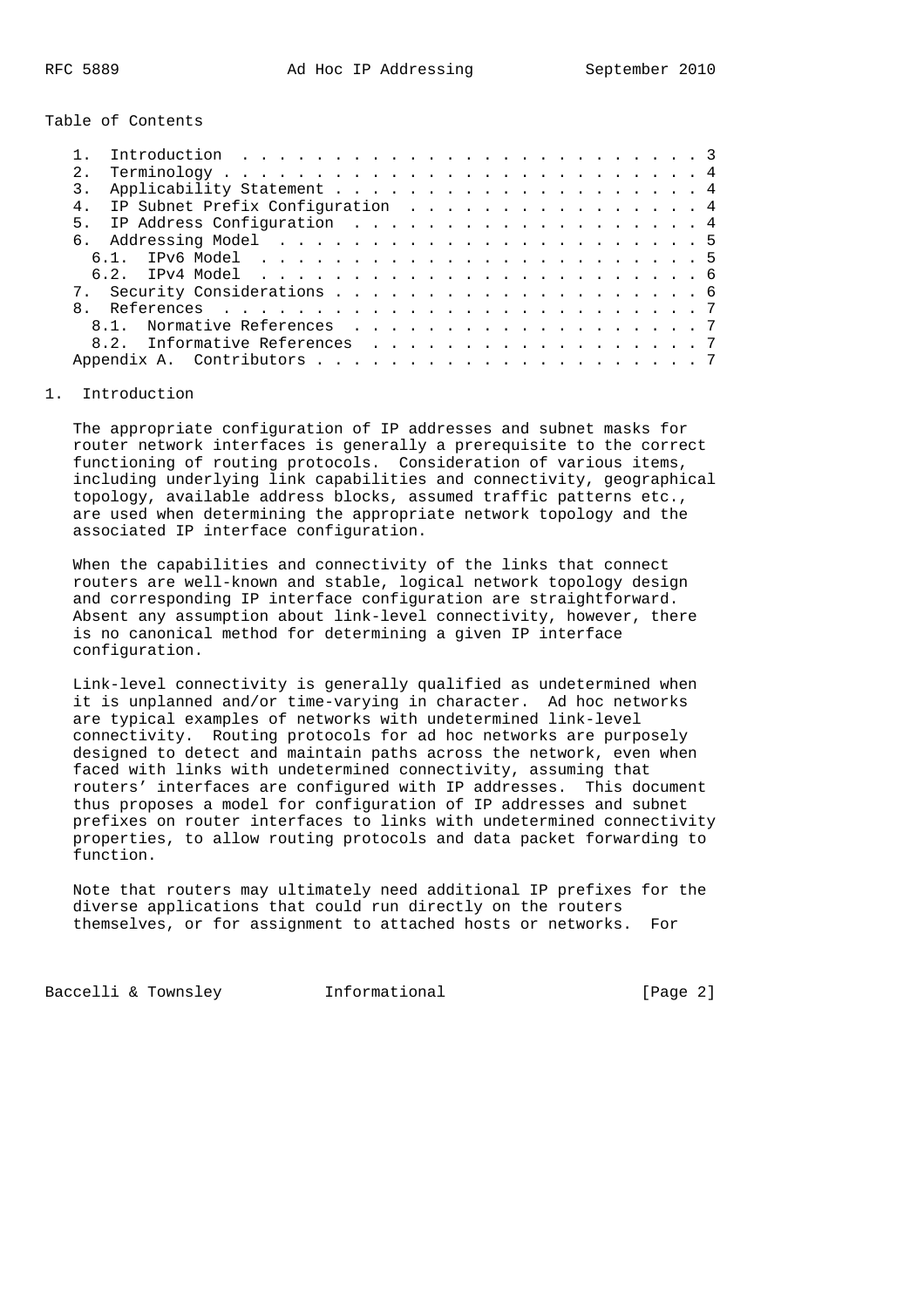Table of Contents

1. Introduction . . . . . . . . . . . . . . . . . . . . . . . . . 3
2. Terminology . . . . . . . . . . . . . . . . . . . . . . . . . . 4
3. Applicability Statement . . . . . . . . . . . . . . . . . . . . 4
4. IP Subnet Prefix Configuration . . . . . . . . . . . . . . . . 4
5. IP Address Configuration . . . . . . . . . . . . . . . . . . . 4
6. Addressing Model . . . . . . . . . . . . . . . . . . . . . . . 5
   6.1. IPv6 Model . . . . . . . . . . . . . . . . . . . . . . . . 5
   6.2. IPv4 Model . . . . . . . . . . . . . . . . . . . . . . . . 6
7. Security Considerations . . . . . . . . . . . . . . . . . . . . 6
8. References . . . . . . . . . . . . . . . . . . . . . . . . . . 7
   8.1. Normative References . . . . . . . . . . . . . . . . . . . 7
   8.2. Informative References . . . . . . . . . . . . . . . . . . 7
Appendix A. Contributors . . . . . . . . . . . . . . . . . . . . . 7

# 1. Introduction

The appropriate configuration of IP addresses and subnet masks for router network interfaces is generally a prerequisite to the correct functioning of routing protocols. Consideration of various items, including underlying link capabilities and connectivity, geographical topology, available address blocks, assumed traffic patterns etc., are used when determining the appropriate network topology and the associated IP interface configuration.

When the capabilities and connectivity of the links that connect routers are well-known and stable, logical network topology design and corresponding IP interface configuration are straightforward. Absent any assumption about link-level connectivity, however, there is no canonical method for determining a given IP interface configuration.

Link-level connectivity is generally qualified as undetermined when it is unplanned and/or time-varying in character. Ad hoc networks are typical examples of networks with undetermined link-level connectivity. Routing protocols for ad hoc networks are purposely designed to detect and maintain paths across the network, even when faced with links with undetermined connectivity, assuming that routers' interfaces are configured with IP addresses. This document thus proposes a model for configuration of IP addresses and subnet prefixes on router interfaces to links with undetermined connectivity properties, to allow routing protocols and data packet forwarding to function.

Note that routers may ultimately need additional IP prefixes for the diverse applications that could run directly on the routers themselves, or for assignment to attached hosts or networks. For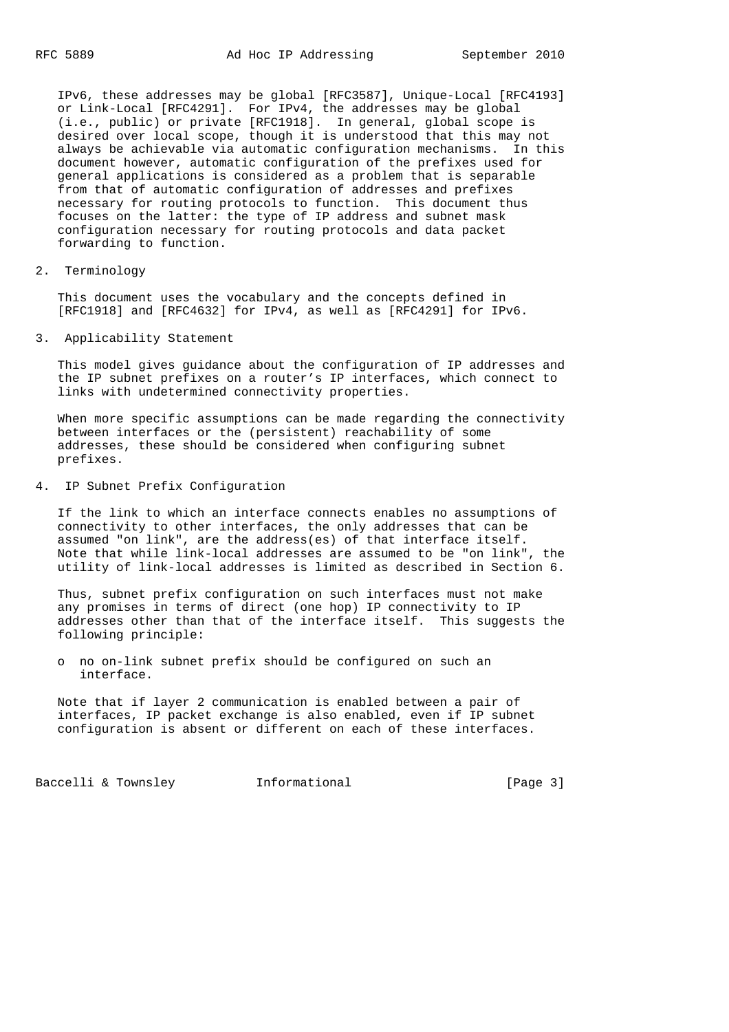IPv6, these addresses may be global [RFC3587], Unique-Local [RFC4193] or Link-Local [RFC4291]. For IPv4, the addresses may be global (i.e., public) or private [RFC1918]. In general, global scope is desired over local scope, though it is understood that this may not always be achievable via automatic configuration mechanisms. In this document however, automatic configuration of the prefixes used for general applications is considered as a problem that is separable from that of automatic configuration of addresses and prefixes necessary for routing protocols to function. This document thus focuses on the latter: the type of IP address and subnet mask configuration necessary for routing protocols and data packet forwarding to function.

## 2. Terminology

This document uses the vocabulary and the concepts defined in [RFC1918] and [RFC4632] for IPv4, as well as [RFC4291] for IPv6.

## 3. Applicability Statement

This model gives guidance about the configuration of IP addresses and the IP subnet prefixes on a router's IP interfaces, which connect to links with undetermined connectivity properties.

When more specific assumptions can be made regarding the connectivity between interfaces or the (persistent) reachability of some addresses, these should be considered when configuring subnet prefixes.

## 4. IP Subnet Prefix Configuration

If the link to which an interface connects enables no assumptions of connectivity to other interfaces, the only addresses that can be assumed "on link", are the address(es) of that interface itself. Note that while link-local addresses are assumed to be "on link", the utility of link-local addresses is limited as described in Section 6.

Thus, subnet prefix configuration on such interfaces must not make any promises in terms of direct (one hop) IP connectivity to IP addresses other than that of the interface itself. This suggests the following principle:

- no on-link subnet prefix should be configured on such an interface.

Note that if layer 2 communication is enabled between a pair of interfaces, IP packet exchange is also enabled, even if IP subnet configuration is absent or different on each of these interfaces.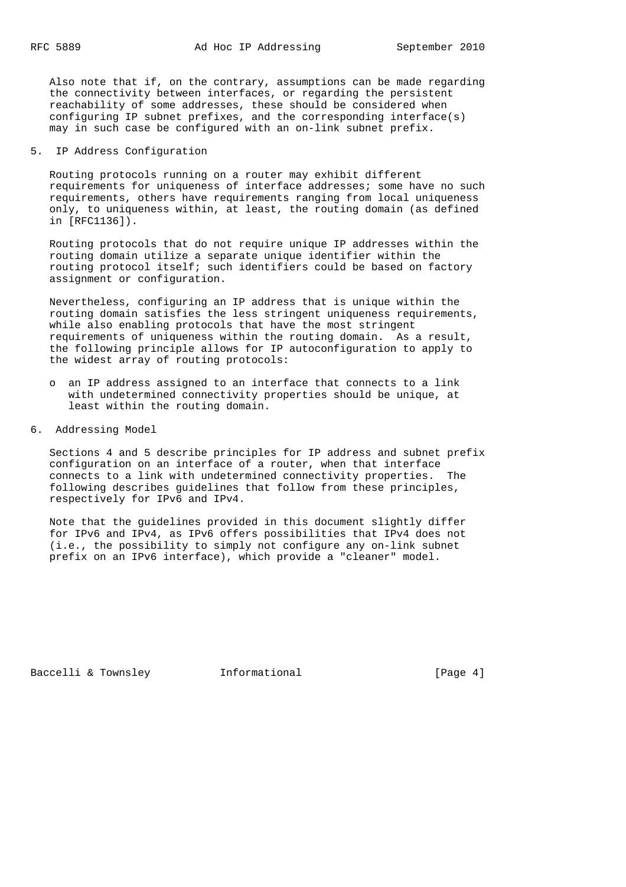Also note that if, on the contrary, assumptions can be made regarding the connectivity between interfaces, or regarding the persistent reachability of some addresses, these should be considered when configuring IP subnet prefixes, and the corresponding interface(s) may in such case be configured with an on-link subnet prefix.

## 5. IP Address Configuration

Routing protocols running on a router may exhibit different requirements for uniqueness of interface addresses; some have no such requirements, others have requirements ranging from local uniqueness only, to uniqueness within, at least, the routing domain (as defined in [RFC1136]).

Routing protocols that do not require unique IP addresses within the routing domain utilize a separate unique identifier within the routing protocol itself; such identifiers could be based on factory assignment or configuration.

Nevertheless, configuring an IP address that is unique within the routing domain satisfies the less stringent uniqueness requirements, while also enabling protocols that have the most stringent requirements of uniqueness within the routing domain. As a result, the following principle allows for IP autoconfiguration to apply to the widest array of routing protocols:

- an IP address assigned to an interface that connects to a link with undetermined connectivity properties should be unique, at least within the routing domain.

## 6. Addressing Model

Sections 4 and 5 describe principles for IP address and subnet prefix configuration on an interface of a router, when that interface connects to a link with undetermined connectivity properties. The following describes guidelines that follow from these principles, respectively for IPv6 and IPv4.

Note that the guidelines provided in this document slightly differ for IPv6 and IPv4, as IPv6 offers possibilities that IPv4 does not (i.e., the possibility to simply not configure any on-link subnet prefix on an IPv6 interface), which provide a "cleaner" model.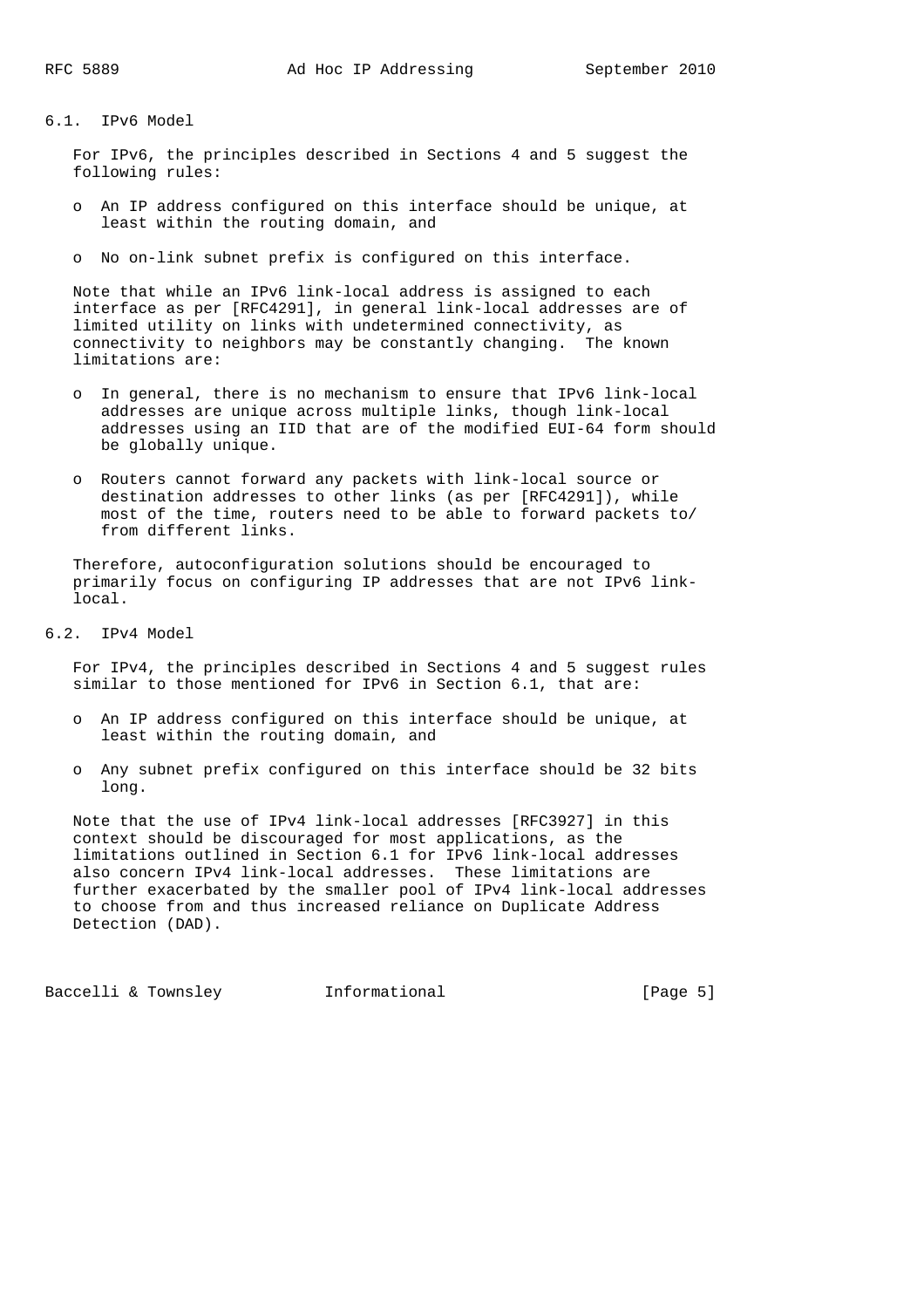## 6.1. IPv6 Model

For IPv6, the principles described in Sections 4 and 5 suggest the following rules:

- An IP address configured on this interface should be unique, at least within the routing domain, and
- No on-link subnet prefix is configured on this interface.

Note that while an IPv6 link-local address is assigned to each interface as per [RFC4291], in general link-local addresses are of limited utility on links with undetermined connectivity, as connectivity to neighbors may be constantly changing. The known limitations are:

- In general, there is no mechanism to ensure that IPv6 link-local addresses are unique across multiple links, though link-local addresses using an IID that are of the modified EUI-64 form should be globally unique.
- Routers cannot forward any packets with link-local source or destination addresses to other links (as per [RFC4291]), while most of the time, routers need to be able to forward packets to/from different links.

Therefore, autoconfiguration solutions should be encouraged to primarily focus on configuring IP addresses that are not IPv6 link-local.

## 6.2. IPv4 Model

For IPv4, the principles described in Sections 4 and 5 suggest rules similar to those mentioned for IPv6 in Section 6.1, that are:

- An IP address configured on this interface should be unique, at least within the routing domain, and
- Any subnet prefix configured on this interface should be 32 bits long.

Note that the use of IPv4 link-local addresses [RFC3927] in this context should be discouraged for most applications, as the limitations outlined in Section 6.1 for IPv6 link-local addresses also concern IPv4 link-local addresses. These limitations are further exacerbated by the smaller pool of IPv4 link-local addresses to choose from and thus increased reliance on Duplicate Address Detection (DAD).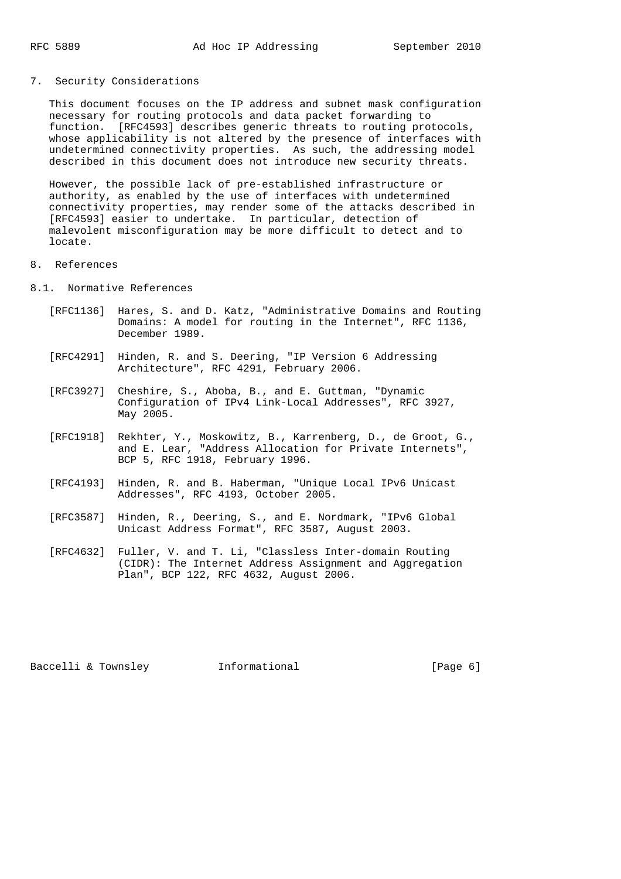## 7. Security Considerations

This document focuses on the IP address and subnet mask configuration necessary for routing protocols and data packet forwarding to function. [RFC4593] describes generic threats to routing protocols, whose applicability is not altered by the presence of interfaces with undetermined connectivity properties. As such, the addressing model described in this document does not introduce new security threats.

However, the possible lack of pre-established infrastructure or authority, as enabled by the use of interfaces with undetermined connectivity properties, may render some of the attacks described in [RFC4593] easier to undertake. In particular, detection of malevolent misconfiguration may be more difficult to detect and to locate.

## 8. References

### 8.1. Normative References

[RFC1136] Hares, S. and D. Katz, "Administrative Domains and Routing Domains: A model for routing in the Internet", RFC 1136, December 1989.

[RFC4291] Hinden, R. and S. Deering, "IP Version 6 Addressing Architecture", RFC 4291, February 2006.

[RFC3927] Cheshire, S., Aboba, B., and E. Guttman, "Dynamic Configuration of IPv4 Link-Local Addresses", RFC 3927, May 2005.

[RFC1918] Rekhter, Y., Moskowitz, B., Karrenberg, D., de Groot, G., and E. Lear, "Address Allocation for Private Internets", BCP 5, RFC 1918, February 1996.

[RFC4193] Hinden, R. and B. Haberman, "Unique Local IPv6 Unicast Addresses", RFC 4193, October 2005.

[RFC3587] Hinden, R., Deering, S., and E. Nordmark, "IPv6 Global Unicast Address Format", RFC 3587, August 2003.

[RFC4632] Fuller, V. and T. Li, "Classless Inter-domain Routing (CIDR): The Internet Address Assignment and Aggregation Plan", BCP 122, RFC 4632, August 2006.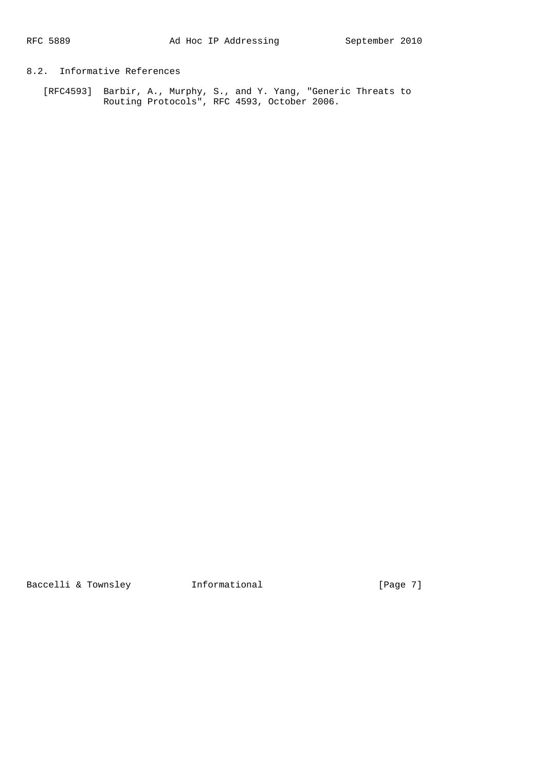### 8.2. Informative References

[RFC4593] Barbir, A., Murphy, S., and Y. Yang, "Generic Threats to Routing Protocols", RFC 4593, October 2006.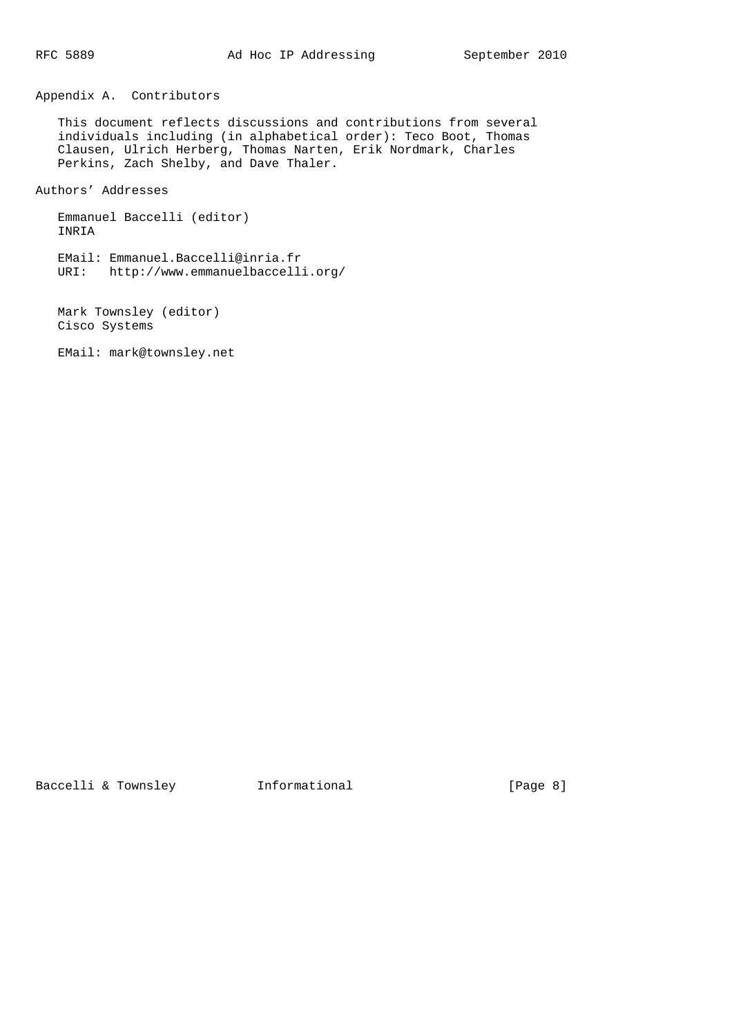## Appendix A. Contributors

This document reflects discussions and contributions from several individuals including (in alphabetical order): Teco Boot, Thomas Clausen, Ulrich Herberg, Thomas Narten, Erik Nordmark, Charles Perkins, Zach Shelby, and Dave Thaler.

## Authors' Addresses

Emmanuel Baccelli (editor)
INRIA

EMail: Emmanuel.Baccelli@inria.fr
URI: http://www.emmanuelbaccelli.org/

Mark Townsley (editor)
Cisco Systems

EMail: mark@townsley.net